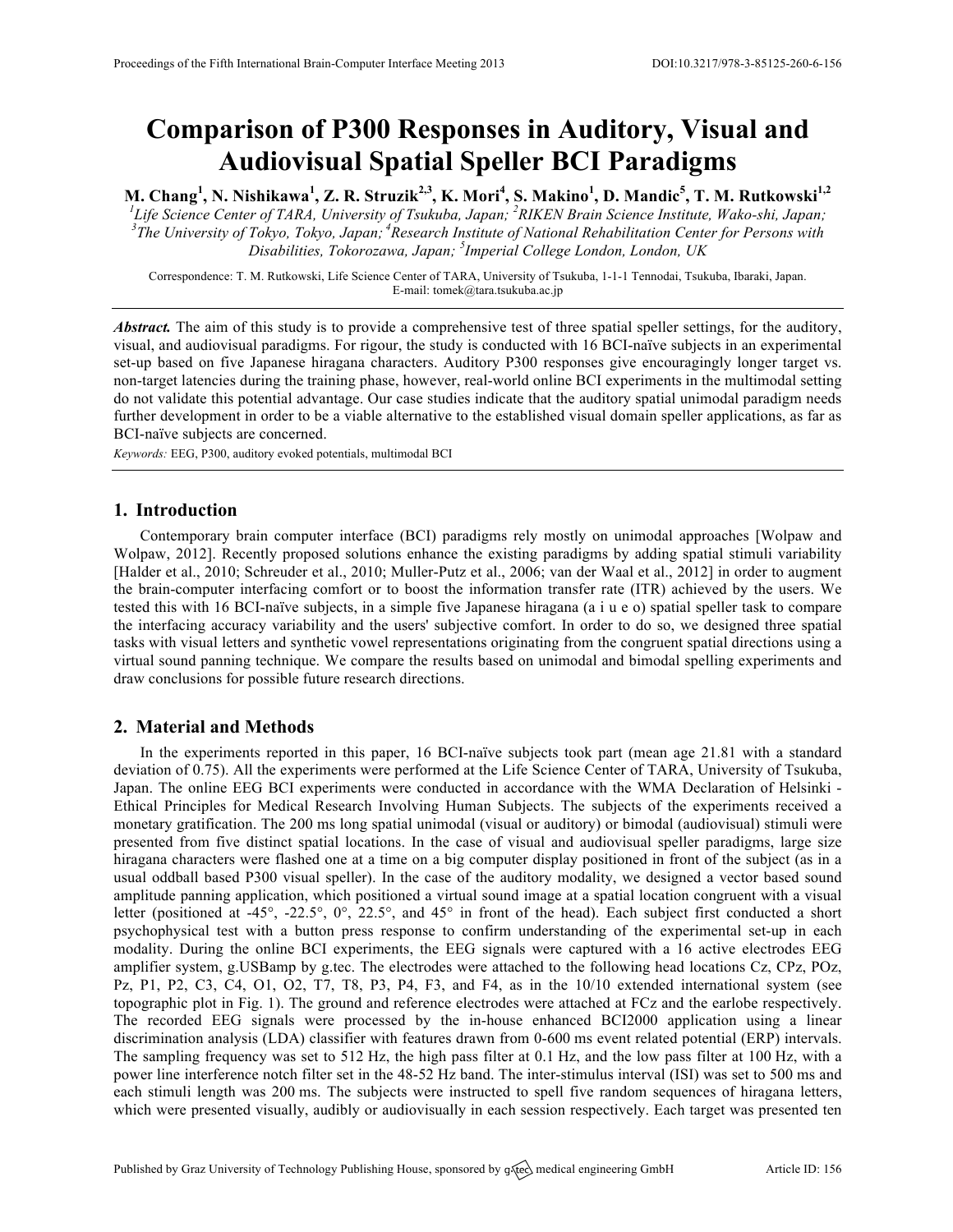# Comparison of P300 Responses in Auditory, Visual and Audiovisual Spatial Speller BCI Paradigms

**M. Chang[1], N. Nishikawa[1], Z. R. Struzik[2,3], K. Mori[4], S. Makino[1], D. Mandic[5], T. M. Rutkowski[1,2]**

[1]*Life Science Center of TARA, University of Tsukuba, Japan;* [2]*RIKEN Brain Science Institute, Wako-shi, Japan;* [3]*The University of Tokyo, Tokyo, Japan;* [4]*Research Institute of National Rehabilitation Center for Persons with Disabilities, Tokorozawa, Japan;* [5]*Imperial College London, London, UK*

Correspondence: T. M. Rutkowski, Life Science Center of TARA, University of Tsukuba, 1-1-1 Tennodai, Tsukuba, Ibaraki, Japan. E-mail: tomek@tara.tsukuba.ac.jp

***Abstract.*** The aim of this study is to provide a comprehensive test of three spatial speller settings, for the auditory, visual, and audiovisual paradigms. For rigour, the study is conducted with 16 BCI-naïve subjects in an experimental set-up based on five Japanese hiragana characters. Auditory P300 responses give encouragingly longer target vs. non-target latencies during the training phase, however, real-world online BCI experiments in the multimodal setting do not validate this potential advantage. Our case studies indicate that the auditory spatial unimodal paradigm needs further development in order to be a viable alternative to the established visual domain speller applications, as far as BCI-naïve subjects are concerned.

*Keywords:* EEG, P300, auditory evoked potentials, multimodal BCI

## 1. Introduction

Contemporary brain computer interface (BCI) paradigms rely mostly on unimodal approaches [Wolpaw and Wolpaw, 2012]. Recently proposed solutions enhance the existing paradigms by adding spatial stimuli variability [Halder et al., 2010; Schreuder et al., 2010; Muller-Putz et al., 2006; van der Waal et al., 2012] in order to augment the brain-computer interfacing comfort or to boost the information transfer rate (ITR) achieved by the users. We tested this with 16 BCI-naïve subjects, in a simple five Japanese hiragana (a i u e o) spatial speller task to compare the interfacing accuracy variability and the users' subjective comfort. In order to do so, we designed three spatial tasks with visual letters and synthetic vowel representations originating from the congruent spatial directions using a virtual sound panning technique. We compare the results based on unimodal and bimodal spelling experiments and draw conclusions for possible future research directions.

## 2. Material and Methods

In the experiments reported in this paper, 16 BCI-naïve subjects took part (mean age 21.81 with a standard deviation of 0.75). All the experiments were performed at the Life Science Center of TARA, University of Tsukuba, Japan. The online EEG BCI experiments were conducted in accordance with the WMA Declaration of Helsinki - Ethical Principles for Medical Research Involving Human Subjects. The subjects of the experiments received a monetary gratification. The 200 ms long spatial unimodal (visual or auditory) or bimodal (audiovisual) stimuli were presented from five distinct spatial locations. In the case of visual and audiovisual speller paradigms, large size hiragana characters were flashed one at a time on a big computer display positioned in front of the subject (as in a usual oddball based P300 visual speller). In the case of the auditory modality, we designed a vector based sound amplitude panning application, which positioned a virtual sound image at a spatial location congruent with a visual letter (positioned at -45°, -22.5°, 0°, 22.5°, and 45° in front of the head). Each subject first conducted a short psychophysical test with a button press response to confirm understanding of the experimental set-up in each modality. During the online BCI experiments, the EEG signals were captured with a 16 active electrodes EEG amplifier system, g.USBamp by g.tec. The electrodes were attached to the following head locations Cz, CPz, POz, Pz, P1, P2, C3, C4, O1, O2, T7, T8, P3, P4, F3, and F4, as in the 10/10 extended international system (see topographic plot in Fig. 1). The ground and reference electrodes were attached at FCz and the earlobe respectively. The recorded EEG signals were processed by the in-house enhanced BCI2000 application using a linear discrimination analysis (LDA) classifier with features drawn from 0-600 ms event related potential (ERP) intervals. The sampling frequency was set to 512 Hz, the high pass filter at 0.1 Hz, and the low pass filter at 100 Hz, with a power line interference notch filter set in the 48-52 Hz band. The inter-stimulus interval (ISI) was set to 500 ms and each stimuli length was 200 ms. The subjects were instructed to spell five random sequences of hiragana letters, which were presented visually, audibly or audiovisually in each session respectively. Each target was presented ten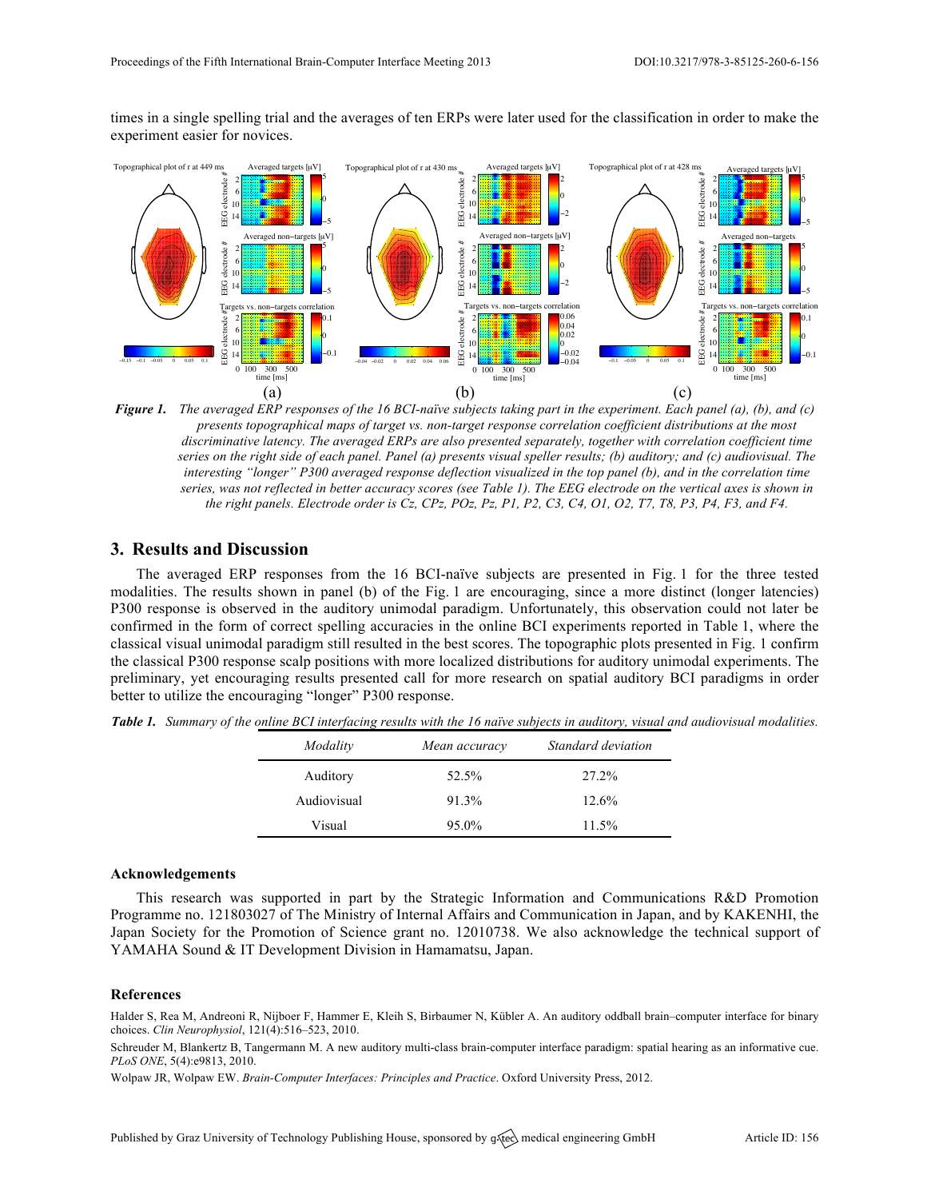times in a single spelling trial and the averages of ten ERPs were later used for the classification in order to make the experiment easier for novices.

Topographical plot of r at 449 ms
Averaged targets [μV]
Averaged non−targets [μV]
Targets vs. non−targets correlation
EEG electrode #
time [ms]
(a)

Topographical plot of r at 430 ms
Averaged targets [μV]
Averaged non−targets [μV]
Targets vs. non−targets correlation
EEG electrode #
time [ms]
(b)

Topographical plot of r at 428 ms
Averaged targets [μV]
Averaged non−targets
Targets vs. non−targets correlation
EEG electrode #
time [ms]
(c)

***Figure 1.*** *The averaged ERP responses of the 16 BCI-naïve subjects taking part in the experiment. Each panel (a), (b), and (c) presents topographical maps of target vs. non-target response correlation coefficient distributions at the most discriminative latency. The averaged ERPs are also presented separately, together with correlation coefficient time series on the right side of each panel. Panel (a) presents visual speller results; (b) auditory; and (c) audiovisual. The interesting "longer" P300 averaged response deflection visualized in the top panel (b), and in the correlation time series, was not reflected in better accuracy scores (see Table 1). The EEG electrode on the vertical axes is shown in the right panels. Electrode order is Cz, CPz, POz, Pz, P1, P2, C3, C4, O1, O2, T7, T8, P3, P4, F3, and F4.*

## 3. Results and Discussion

The averaged ERP responses from the 16 BCI-naïve subjects are presented in Fig. 1 for the three tested modalities. The results shown in panel (b) of the Fig. 1 are encouraging, since a more distinct (longer latencies) P300 response is observed in the auditory unimodal paradigm. Unfortunately, this observation could not later be confirmed in the form of correct spelling accuracies in the online BCI experiments reported in Table 1, where the classical visual unimodal paradigm still resulted in the best scores. The topographic plots presented in Fig. 1 confirm the classical P300 response scalp positions with more localized distributions for auditory unimodal experiments. The preliminary, yet encouraging results presented call for more research on spatial auditory BCI paradigms in order better to utilize the encouraging "longer" P300 response.

***Table 1.*** *Summary of the online BCI interfacing results with the 16 naïve subjects in auditory, visual and audiovisual modalities.*

| *Modality* | *Mean accuracy* | *Standard deviation* |
|---|---|---|
| Auditory | 52.5% | 27.2% |
| Audiovisual | 91.3% | 12.6% |
| Visual | 95.0% | 11.5% |

### Acknowledgements

This research was supported in part by the Strategic Information and Communications R&D Promotion Programme no. 121803027 of The Ministry of Internal Affairs and Communication in Japan, and by KAKENHI, the Japan Society for the Promotion of Science grant no. 12010738. We also acknowledge the technical support of YAMAHA Sound & IT Development Division in Hamamatsu, Japan.

### References

Halder S, Rea M, Andreoni R, Nijboer F, Hammer E, Kleih S, Birbaumer N, Kübler A. An auditory oddball brain–computer interface for binary choices. *Clin Neurophysiol*, 121(4):516–523, 2010.

Schreuder M, Blankertz B, Tangermann M. A new auditory multi-class brain-computer interface paradigm: spatial hearing as an informative cue. *PLoS ONE*, 5(4):e9813, 2010.

Wolpaw JR, Wolpaw EW. *Brain-Computer Interfaces: Principles and Practice*. Oxford University Press, 2012.